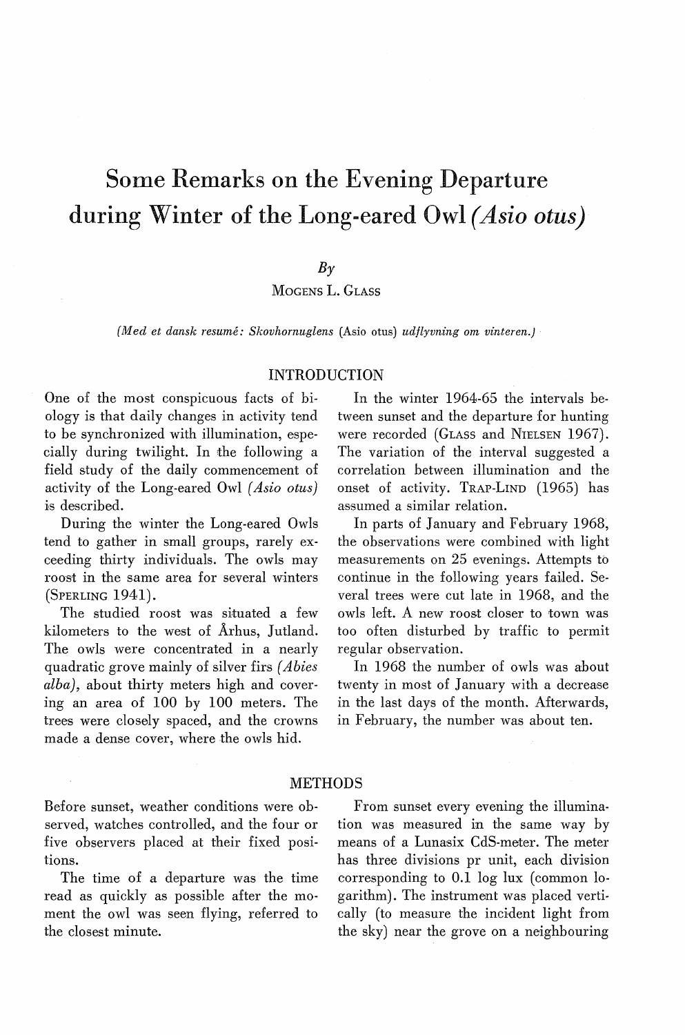# Some Remarks on the Evening Departure during Winter of the Long-eared Owl *(Asio otus)*

*By*

MOGENS L. GLASS

*(Med et dansk resumé: Skovhornuglens* (Asio otus) *udflyvning om vinteren.)*

## INTRODUCTION

One of the most conspicuous facts of biology is that daily changes in activity tend to be synchronized with illumination, especially during twilight. In the following a field study of the daily commencement of activity of the Long-eared Owl *(Asio otus)* is described.

During the winter the Long-eared Owls tend to gather in small groups, rarely exceeding thirty individuals. The owls may roost in the same area for several winters (SPERLING 1941).

The studied roost was situated a few kilometers to the west of Århus, Jutland. The owls were concentrated in a nearly quadratic grove mainly of silver firs *(Abies alba),* about thirty meters high and covering an area of 100 by 100 meters. The trees were closely spaced, and the crowns made a dense cover, where the owls hid.

In the winter 1964-65 the intervals between sunset and the departure for hunting were recorded (GLASS and NIELSEN 1967). The variation of the interval suggested a correlation between illumination and the onset of activity. TRAP-LIND (1965) has assumed a similar relation.

In parts of January and February 1968, the observations were combined with light measurements on 25 evenings. Attempts to continue in the following years failed. Several trees were cut late in 1968, and the owls left. A new roost closer to town was too often disturbed by traffic to permit regular observation.

In 1968 the number of owls was about twenty in most of January with a decrease in the last days of the month. Afterwards, in February, the number was about ten.

## METHODS

Before sunset, weather conditions were observed, watches controlled, and the four or five observers placed at their fixed positions.

The time of a departure was the time read as quickly as possible after the moment the owl was seen flying, referred to the closest minute.

From sunset every evening the illumination was measured in the same way by means of a Lunasix CdS-meter. The meter has three divisions pr unit, each division corresponding to 0.1 log lux (common logarithm). The instrument was placed vertically (to measure the incident light from the sky) near the grove on a neighbouring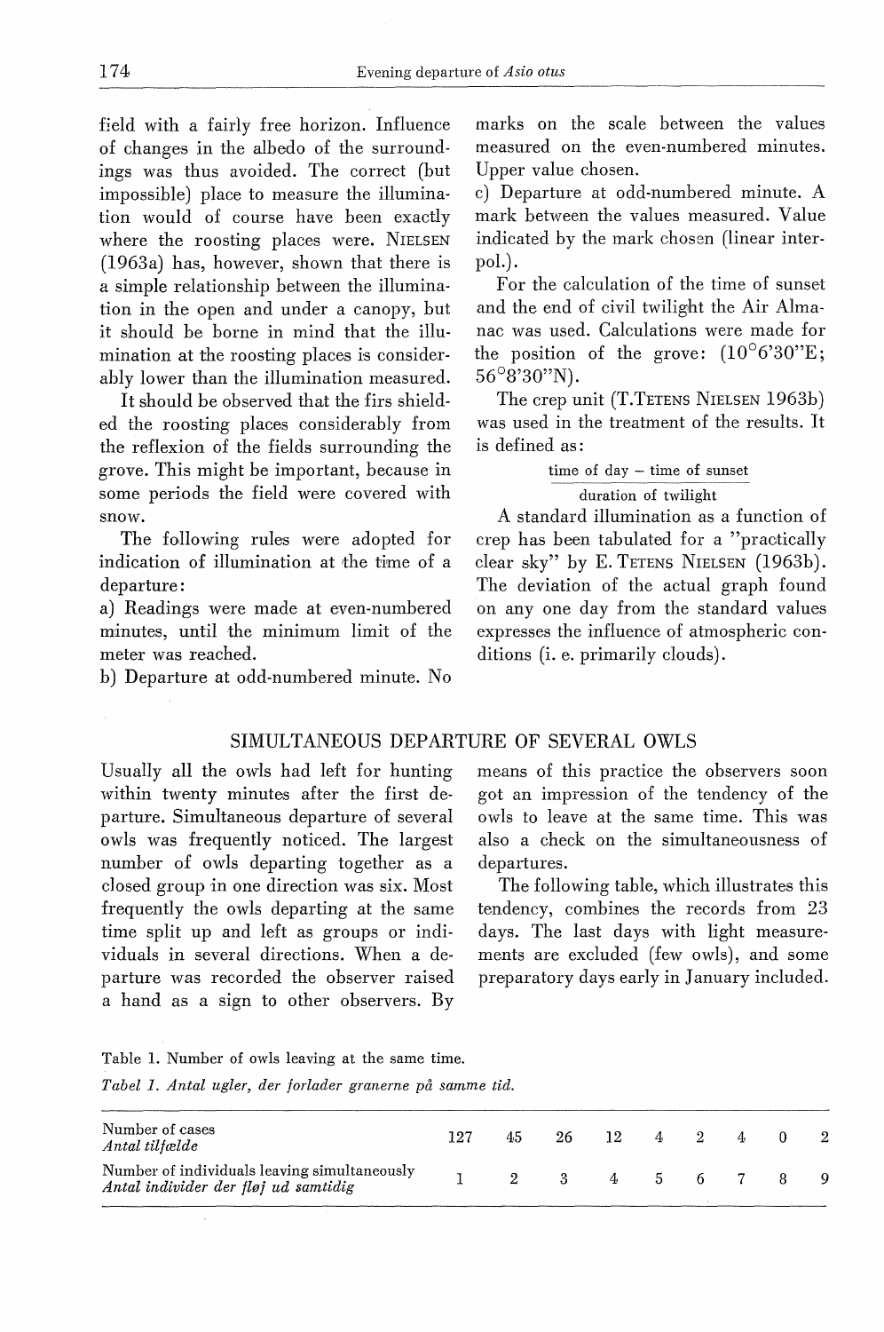field with a fairly free horizon. Influence of changes in the albedo of the surroundings was thus avoided. The correct (but impossible) place to measure the illumination would of course have been exactly where the roosting places were. NIELSEN (1963a) has, however, shown that there is a simple relationship between the illumination in the open and under a canopy, but it should be borne in mind that the illumination at the roosting places is considerably lower than the illumination measured.

It should be observed that the firs shielded the roosting places considerably from the reflexion of the fields surrounding the grove. This might be important, because in some periods the field were covered with snow.

The following rules were adopted for indication of illumination at the time of a departure:

a) Readings were made at even-numbered minutes, until the minimum limit of the meter was reached.

b) Departure at odd-numbered minute. No marks on the scale between the values measured on the even-numbered minutes. Upper value chosen.

c) Departure at odd-numbered minute. A mark between the values measured. Value indicated by the mark chosen (linear interpol.).

For the calculation of the time of sunset and the end of civil twilight the Air Almanac was used. Calculations were made for the position of the grove: (10°6'30"E; 56°8'30"N).

The crep unit (T. TETENS NIELSEN 1963b) was used in the treatment of the results. It is defined as:

$$\frac{\text{time of day} - \text{time of sunset}}{\text{duration of twilight}}$$

A standard illumination as a function of crep has been tabulated for a "practically clear sky" by E. TETENS NIELSEN (1963b). The deviation of the actual graph found on any one day from the standard values expresses the influence of atmospheric conditions (i. e. primarily clouds).

## SIMULTANEOUS DEPARTURE OF SEVERAL OWLS

Usually all the owls had left for hunting within twenty minutes after the first departure. Simultaneous departure of several owls was frequently noticed. The largest number of owls departing together as a closed group in one direction was six. Most frequently the owls departing at the same time split up and left as groups or individuals in several directions. When a departure was recorded the observer raised a hand as a sign to other observers. By means of this practice the observers soon got an impression of the tendency of the owls to leave at the same time. This was also a check on the simultaneousness of departures.

The following table, which illustrates this tendency, combines the records from 23 days. The last days with light measurements are excluded (few owls), and some preparatory days early in January included.

Table 1. Number of owls leaving at the same time.

*Tabel 1. Antal ugler, der forlader granerne på samme tid.*

| | | | | | | | | | |
|---|---|---|---|---|---|---|---|---|---|
| Number of cases *Antal tilfælde* | 127 | 45 | 26 | 12 | 4 | 2 | 4 | 0 | 2 |
| Number of individuals leaving simultaneously *Antal individer der fløj ud samtidig* | 1 | 2 | 3 | 4 | 5 | 6 | 7 | 8 | 9 |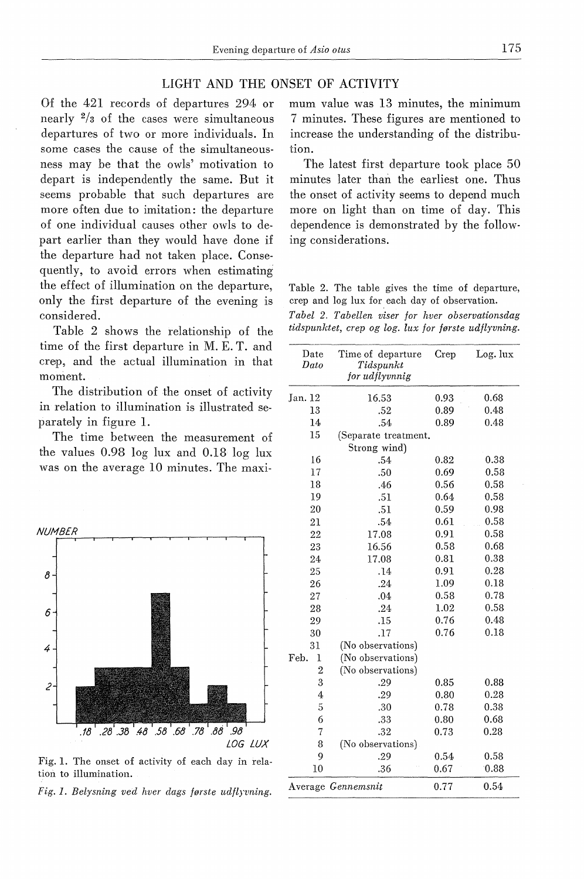## LIGHT AND THE ONSET OF ACTIVITY

Of the 421 records of departures 294 or nearly 2/3 of the cases were simultaneous departures of two or more individuals. In some cases the cause of the simultaneousness may be that the owls' motivation to depart is independently the same. But it seems probable that such departures are more often due to imitation: the departure of one individual causes other owls to depart earlier than they would have done if the departure had not taken place. Consequently, to avoid errors when estimating the effect of illumination on the departure, only the first departure of the evening is considered.

Table 2 shows the relationship of the time of the first departure in M. E. T. and crep, and the actual illumination in that moment.

The distribution of the onset of activity in relation to illumination is illustrated separately in figure 1.

The time between the measurement of the values 0.98 log lux and 0.18 log lux was on the average 10 minutes. The maximum value was 13 minutes, the minimum 7 minutes. These figures are mentioned to increase the understanding of the distribution.

The latest first departure took place 50 minutes later than the earliest one. Thus the onset of activity seems to depend much more on light than on time of day. This dependence is demonstrated by the following considerations.

Fig. 1. The onset of activity of each day in relation to illumination.

*Fig. 1. Belysning ved hver dags første udflyvning.*

Table 2. The table gives the time of departure, crep and log lux for each day of observation.

*Tabel 2. Tabellen viser for hver observationsdag tidspunktet, crep og log. lux for første udflyvning.*

| Date *Dato* | Time of departure *Tidspunkt for udflyvnnig* | Crep | Log. lux |
|---|---|---|---|
| Jan. 12 | 16.53 | 0.93 | 0.68 |
| 13 | .52 | 0.89 | 0.48 |
| 14 | .54 | 0.89 | 0.48 |
| 15 | (Separate treatment. Strong wind) | | |
| 16 | .54 | 0.82 | 0.38 |
| 17 | .50 | 0.69 | 0.58 |
| 18 | .46 | 0.56 | 0.58 |
| 19 | .51 | 0.64 | 0.58 |
| 20 | .51 | 0.59 | 0.98 |
| 21 | .54 | 0.61 | 0.58 |
| 22 | 17.08 | 0.91 | 0.58 |
| 23 | 16.56 | 0.58 | 0.68 |
| 24 | 17.08 | 0.81 | 0.38 |
| 25 | .14 | 0.91 | 0.28 |
| 26 | .24 | 1.09 | 0.18 |
| 27 | .04 | 0.58 | 0.78 |
| 28 | .24 | 1.02 | 0.58 |
| 29 | .15 | 0.76 | 0.48 |
| 30 | .17 | 0.76 | 0.18 |
| 31 | (No observations) | | |
| Feb. 1 | (No observations) | | |
| 2 | (No observations) | | |
| 3 | .29 | 0.85 | 0.88 |
| 4 | .29 | 0.80 | 0.28 |
| 5 | .30 | 0.78 | 0.38 |
| 6 | .33 | 0.80 | 0.68 |
| 7 | .32 | 0.73 | 0.28 |
| 8 | (No observations) | | |
| 9 | .29 | 0.54 | 0.58 |
| 10 | .36 | 0.67 | 0.88 |
| Average *Gennemsnit* | | 0.77 | 0.54 |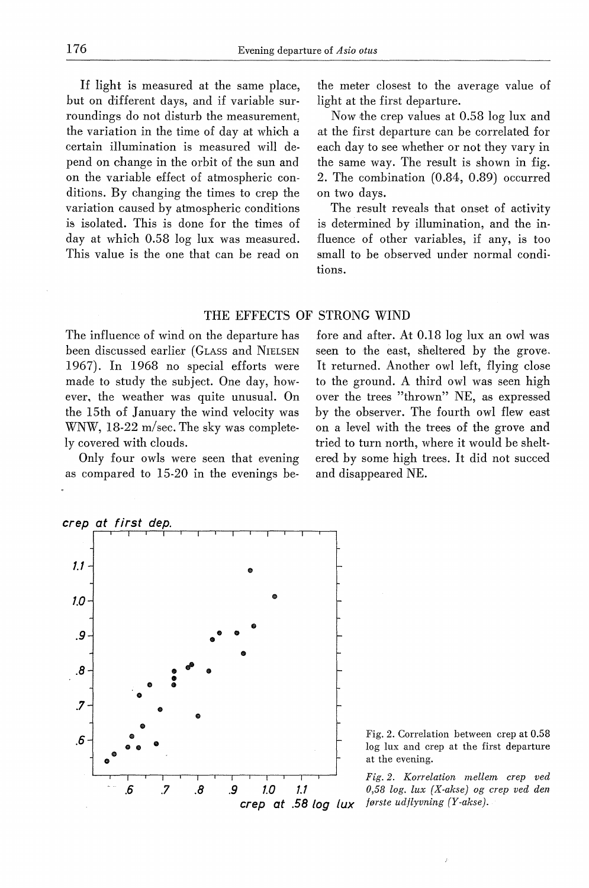If light is measured at the same place, but on different days, and if variable surroundings do not disturb the measurement, the variation in the time of day at which a certain illumination is measured will depend on change in the orbit of the sun and on the variable effect of atmospheric conditions. By changing the times to crep the variation caused by atmospheric conditions is isolated. This is done for the times of day at which 0.58 log lux was measured. This value is the one that can be read on the meter closest to the average value of light at the first departure.

Now the crep values at 0.58 log lux and at the first departure can be correlated for each day to see whether or not they vary in the same way. The result is shown in fig. 2. The combination (0.84, 0.89) occurred on two days.

The result reveals that onset of activity is determined by illumination, and the influence of other variables, if any, is too small to be observed under normal conditions.

## THE EFFECTS OF STRONG WIND

The influence of wind on the departure has been discussed earlier (GLASS and NIELSEN 1967). In 1968 no special efforts were made to study the subject. One day, however, the weather was quite unusual. On the 15th of January the wind velocity was WNW, 18-22 m/sec. The sky was completely covered with clouds.

Only four owls were seen that evening as compared to 15-20 in the evenings before and after. At 0.18 log lux an owl was seen to the east, sheltered by the grove. It returned. Another owl left, flying close to the ground. A third owl was seen high over the trees "thrown" NE, as expressed by the observer. The fourth owl flew east on a level with the trees of the grove and tried to turn north, where it would be sheltered by some high trees. It did not succed and disappeared NE.

Fig. 2. Correlation between crep at 0.58 log lux and crep at the first departure at the evening.

*Fig. 2. Korrelation mellem crep ved 0,58 log. lux (X-akse) og crep ved den første udflyvning (Y-akse).*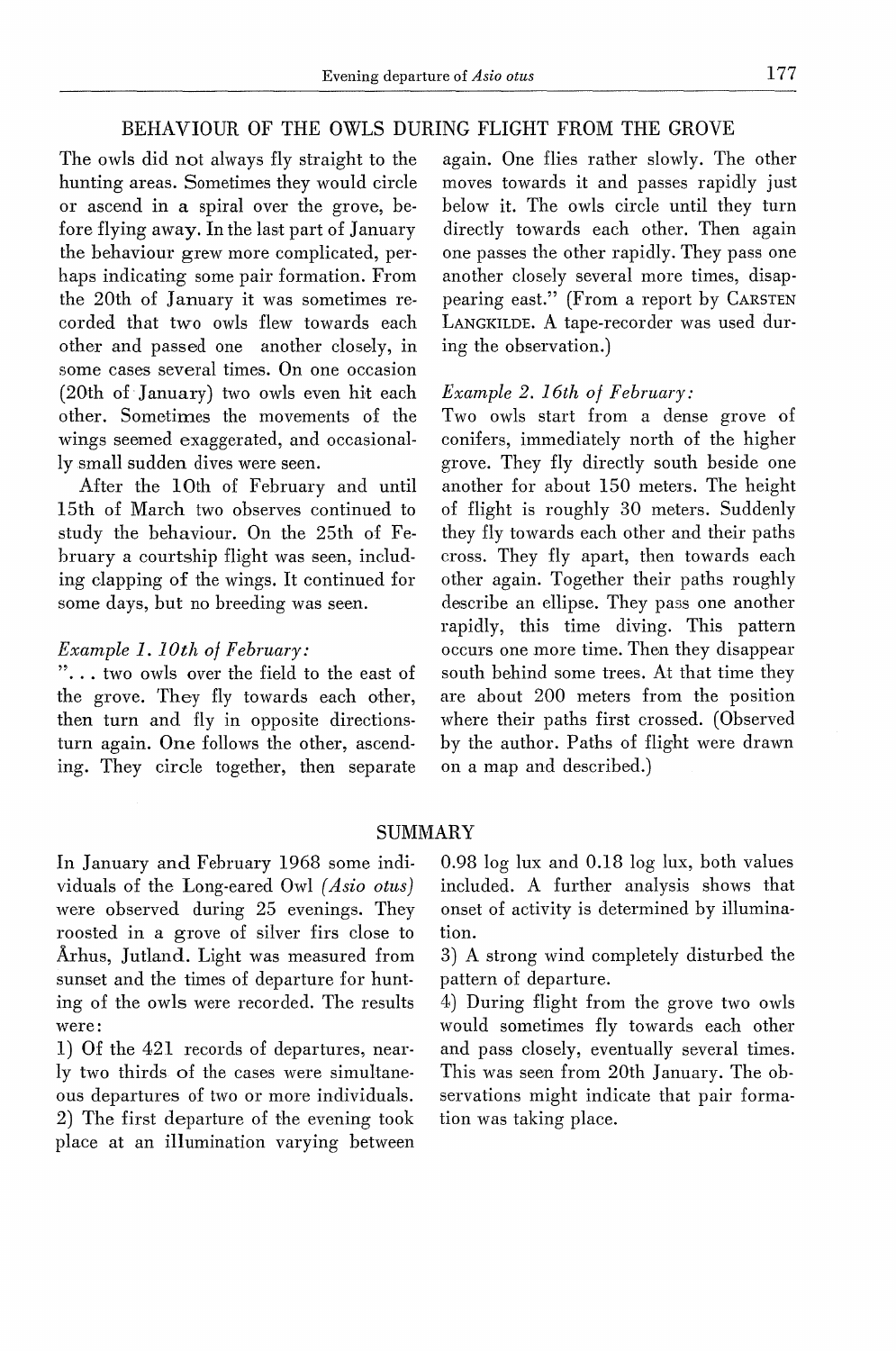## BEHAVIOUR OF THE OWLS DURING FLIGHT FROM THE GROVE

The owls did not always fly straight to the hunting areas. Sometimes they would circle or ascend in a spiral over the grove, before flying away. In the last part of January the behaviour grew more complicated, perhaps indicating some pair formation. From the 20th of January it was sometimes recorded that two owls flew towards each other and passed one another closely, in some cases several times. On one occasion (20th of January) two owls even hit each other. Sometimes the movements of the wings seemed exaggerated, and occasionally small sudden dives were seen.

After the 10th of February and until 15th of March two observes continued to study the behaviour. On the 25th of February a courtship flight was seen, including clapping of the wings. It continued for some days, but no breeding was seen.

*Example 1. 10th of February:*

"... two owls over the field to the east of the grove. They fly towards each other, then turn and fly in opposite directions-turn again. One follows the other, ascending. They circle together, then separate again. One flies rather slowly. The other moves towards it and passes rapidly just below it. The owls circle until they turn directly towards each other. Then again one passes the other rapidly. They pass one another closely several more times, disappearing east." (From a report by CARSTEN LANGKILDE. A tape-recorder was used during the observation.)

*Example 2. 16th of February:*

Two owls start from a dense grove of conifers, immediately north of the higher grove. They fly directly south beside one another for about 150 meters. The height of flight is roughly 30 meters. Suddenly they fly towards each other and their paths cross. They fly apart, then towards each other again. Together their paths roughly describe an ellipse. They pass one another rapidly, this time diving. This pattern occurs one more time. Then they disappear south behind some trees. At that time they are about 200 meters from the position where their paths first crossed. (Observed by the author. Paths of flight were drawn on a map and described.)

## SUMMARY

In January and February 1968 some individuals of the Long-eared Owl *(Asio otus)* were observed during 25 evenings. They roosted in a grove of silver firs close to Århus, Jutland. Light was measured from sunset and the times of departure for hunting of the owls were recorded. The results were:

1) Of the 421 records of departures, nearly two thirds of the cases were simultaneous departures of two or more individuals.
2) The first departure of the evening took place at an illumination varying between 0.98 log lux and 0.18 log lux, both values included. A further analysis shows that onset of activity is determined by illumination.
3) A strong wind completely disturbed the pattern of departure.
4) During flight from the grove two owls would sometimes fly towards each other and pass closely, eventually several times. This was seen from 20th January. The observations might indicate that pair formation was taking place.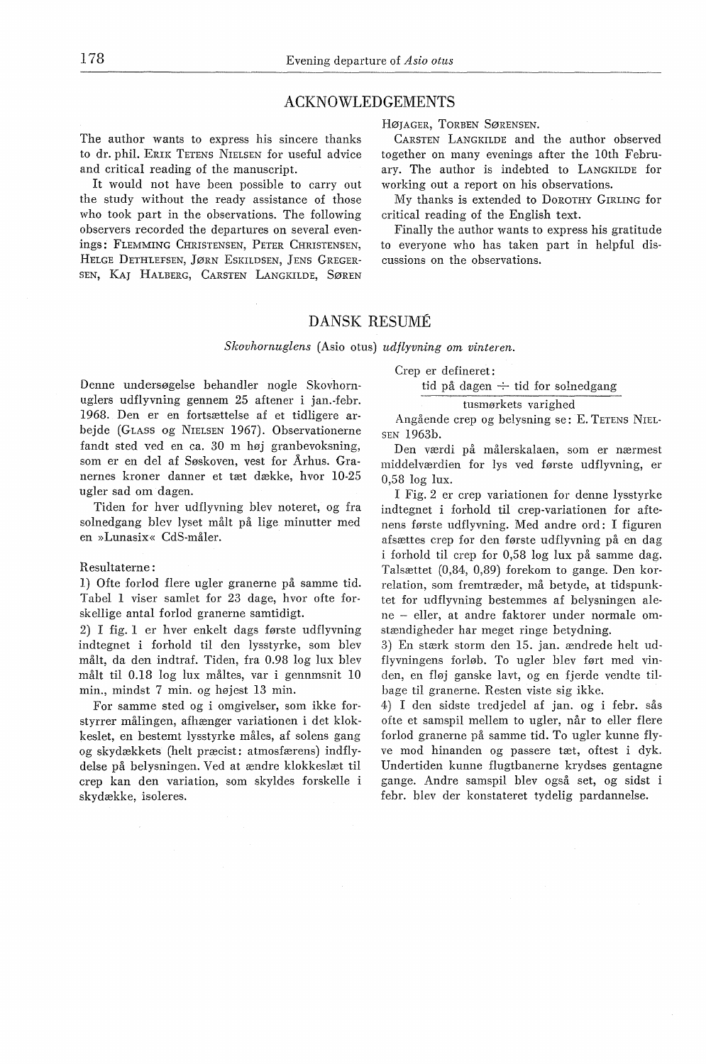## ACKNOWLEDGEMENTS

The author wants to express his sincere thanks to dr. phil. Erik Tetens Nielsen for useful advice and critical reading of the manuscript.

It would not have been possible to carry out the study without the ready assistance of those who took part in the observations. The following observers recorded the departures on several evenings: Flemming Christensen, Peter Christensen, Helge Dethlefsen, Jørn Eskildsen, Jens Gregersen, Kaj Halberg, Carsten Langkilde, Søren Højager, Torben Sørensen.

Carsten Langkilde and the author observed together on many evenings after the 10th February. The author is indebted to Langkilde for working out a report on his observations.

My thanks is extended to Dorothy Girling for critical reading of the English text.

Finally the author wants to express his gratitude to everyone who has taken part in helpful discussions on the observations.

## DANSK RESUMÉ

*Skovhornuglens* (Asio otus) *udflyvning om vinteren.*

Denne undersøgelse behandler nogle Skovhornuglers udflyvning gennem 25 aftener i jan.-febr. 1968. Den er en fortsættelse af et tidligere arbejde (Glass og Nielsen 1967). Observationerne fandt sted ved en ca. 30 m høj granbevoksning, som er en del af Søskoven, vest for Århus. Granernes kroner danner et tæt dække, hvor 10-25 ugler sad om dagen.

Tiden for hver udflyvning blev noteret, og fra solnedgang blev lyset målt på lige minutter med en »Lunasix« CdS-måler.

Resultaterne:

1) Ofte forlod flere ugler granerne på samme tid. Tabel 1 viser samlet for 23 dage, hvor ofte forskellige antal forlod granerne samtidigt.

2) I fig. 1 er hver enkelt dags første udflyvning indtegnet i forhold til den lysstyrke, som blev målt, da den indtraf. Tiden, fra 0.98 log lux blev målt til 0.18 log lux måltes, var i gennemsnit 10 min., mindst 7 min. og højest 13 min.

For samme sted og i omgivelser, som ikke forstyrrer målingen, afhænger variationen i det klokkeslet, en bestemt lysstyrke måles, af solens gang og skydækkets (helt præcist: atmosfærens) indflydelse på belysningen. Ved at ændre klokkeslæt til crep kan den variation, som skyldes forskelle i skydække, isoleres.

Crep er defineret:

$$\frac{\text{tid på dagen} \div \text{tid for solnedgang}}{\text{tusmørkets varighed}}$$

Angående crep og belysning se: E. Tetens Nielsen 1963b.

Den værdi på målerskalaen, som er nærmest middelværdien for lys ved første udflyvning, er 0,58 log lux.

I Fig. 2 er crep variationen for denne lysstyrke indtegnet i forhold til crep-variationen for aftenens første udflyvning. Med andre ord: I figuren afsættes crep for den første udflyvning på en dag i forhold til crep for 0,58 log lux på samme dag. Talsættet (0,84, 0,89) forekom to gange. Den korrelation, som fremtræder, må betyde, at tidspunktet for udflyvning bestemmes af belysningen alene – eller, at andre faktorer under normale omstændigheder har meget ringe betydning.

3) En stærk storm den 15. jan. ændrede helt udflyvningens forløb. To ugler blev ført med vinden, en fløj ganske lavt, og en fjerde vendte tilbage til granerne. Resten viste sig ikke.

4) I den sidste tredjedel af jan. og i febr. sås ofte et samspil mellem to ugler, når to eller flere forlod granerne på samme tid. To ugler kunne flyve mod hinanden og passere tæt, oftest i dyk. Undertiden kunne flugtbanerne krydses gentagne gange. Andre samspil blev også set, og sidst i febr. blev der konstateret tydelig pardannelse.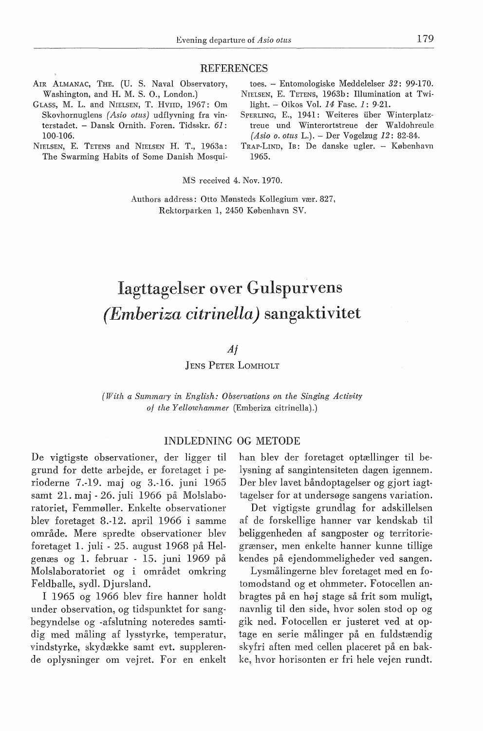## REFERENCES

AIR ALMANAC, THE. (U. S. Naval Observatory, Washington, and H. M. S. O., London.)

GLASS, M. L. and NIELSEN, T. HVIID, 1967: Om Skovhornuglens *(Asio otus)* udflyvning fra vinterstadet. – Dansk Ornith. Foren. Tidsskr. *61*: 100-106.

NIELSEN, E. TETENS and NIELSEN H. T., 1963a: The Swarming Habits of Some Danish Mosquitoes. – Entomologiske Meddelelser *32*: 99-170.

NIELSEN, E. TETENS, 1963b: Illumination at Twilight. – Oikos Vol. *14* Fasc. *1*: 9-21.

SPERLING, E., 1941: Weiteres über Winterplatztreue und Winterortstreue der Waldohreule *(Asio o. otus* L.). – Der Vogelzug *12*: 82-84.

TRAP-LIND, IB: De danske ugler. – København 1965.

MS received 4. Nov. 1970.

Authors address: Otto Mønsteds Kollegium vær. 827, Rektorparken 1, 2450 København SV.

# Iagttagelser over Gulspurvens *(Emberiza citrinella)* sangaktivitet

*Af*

JENS PETER LOMHOLT

*(With a Summary in English: Observations on the Singing Activity of the Yellowhammer* (Emberiza citrinella).)

## INDLEDNING OG METODE

De vigtigste observationer, der ligger til grund for dette arbejde, er foretaget i perioderne 7.-19. maj og 3.-16. juni 1965 samt 21. maj - 26. juli 1966 på Molslaboratoriet, Femmøller. Enkelte observationer blev foretaget 8.-12. april 1966 i samme område. Mere spredte observationer blev foretaget 1. juli - 25. august 1968 på Helgenæs og 1. februar - 15. juni 1969 på Molslaboratoriet og i området omkring Feldballe, sydl. Djursland.

I 1965 og 1966 blev fire hanner holdt under observation, og tidspunktet for sangbegyndelse og -afslutning noteredes samtidig med måling af lysstyrke, temperatur, vindstyrke, skydække samt evt. supplerende oplysninger om vejret. For en enkelt han blev der foretaget optællinger til belysning af sangintensiteten dagen igennem. Der blev lavet båndoptagelser og gjort iagttagelser for at undersøge sangens variation.

Det vigtigste grundlag for adskillelsen af de forskellige hanner var kendskab til beliggenheden af sangposter og territoriegrænser, men enkelte hanner kunne tillige kendes på ejendommeligheder ved sangen.

Lysmålingerne blev foretaget med en fotomodstand og et ohmmeter. Fotocellen anbragtes på en høj stage så frit som muligt, navnlig til den side, hvor solen stod op og gik ned. Fotocellen er justeret ved at optage en serie målinger på en fuldstændig skyfri aften med cellen placeret på en bakke, hvor horisonten er fri hele vejen rundt.